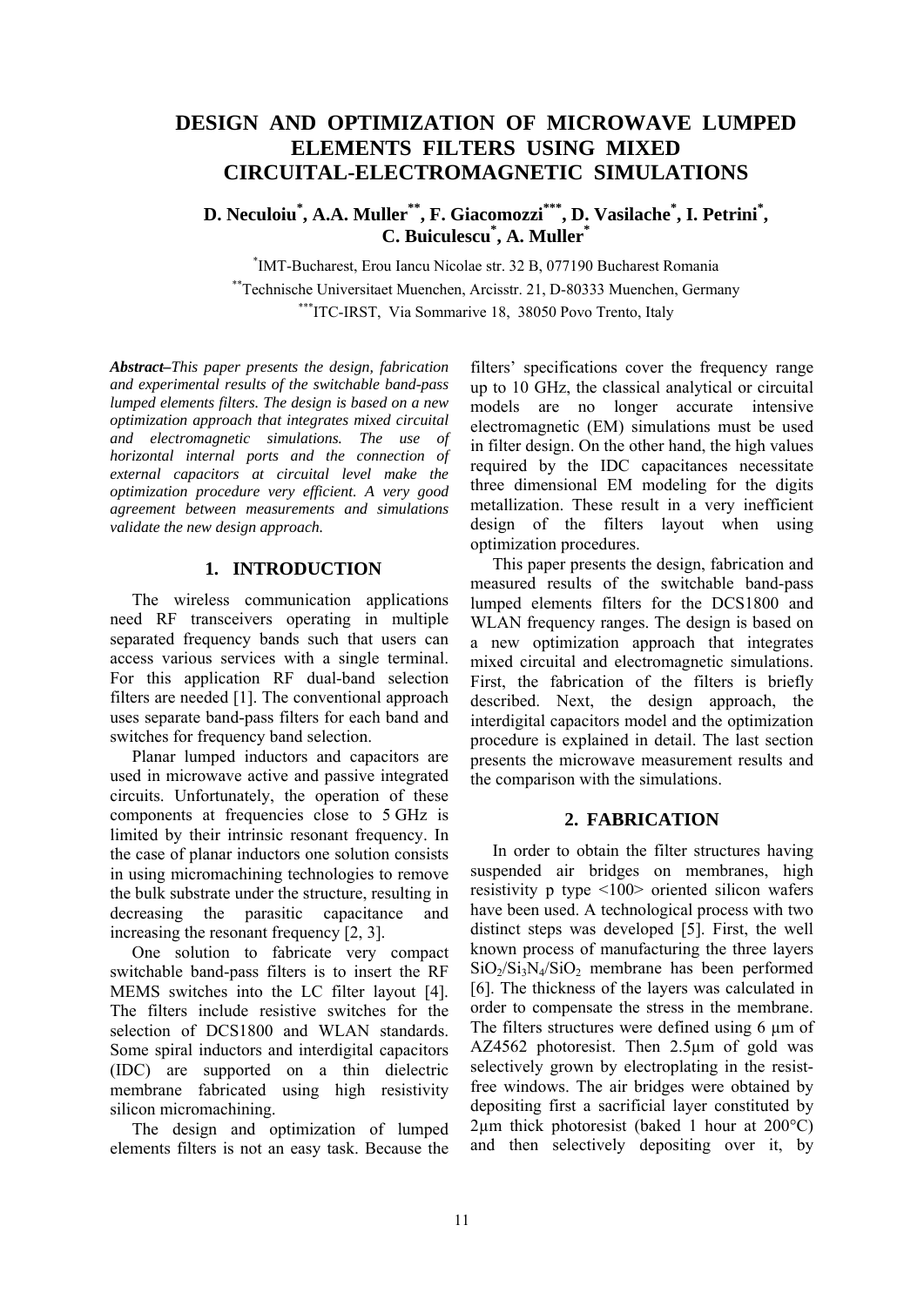# DESIGN AND OPTIMIZATION OF MICROWAVE LUMPED ELEMENTS FILTERS USING MIXED CIRCUITAL-ELECTROMAGNETIC SIMULATIONS

**D. Neculoiu[*], A.A. Muller[**], F. Giacomozzi[***], D. Vasilache[*], I. Petrini[*], C. Buiculescu[*], A. Muller[*]**

[*]IMT-Bucharest, Erou Iancu Nicolae str. 32 B, 077190 Bucharest Romania

[**]Technische Universitaet Muenchen, Arcisstr. 21, D-80333 Muenchen, Germany

[***]ITC-IRST, Via Sommarive 18, 38050 Povo Trento, Italy

***Abstract**–This paper presents the design, fabrication and experimental results of the switchable band-pass lumped elements filters. The design is based on a new optimization approach that integrates mixed circuital and electromagnetic simulations. The use of horizontal internal ports and the connection of external capacitors at circuital level make the optimization procedure very efficient. A very good agreement between measurements and simulations validate the new design approach.*

## 1. INTRODUCTION

The wireless communication applications need RF transceivers operating in multiple separated frequency bands such that users can access various services with a single terminal. For this application RF dual-band selection filters are needed [1]. The conventional approach uses separate band-pass filters for each band and switches for frequency band selection.

Planar lumped inductors and capacitors are used in microwave active and passive integrated circuits. Unfortunately, the operation of these components at frequencies close to 5 GHz is limited by their intrinsic resonant frequency. In the case of planar inductors one solution consists in using micromachining technologies to remove the bulk substrate under the structure, resulting in decreasing the parasitic capacitance and increasing the resonant frequency [2, 3].

One solution to fabricate very compact switchable band-pass filters is to insert the RF MEMS switches into the LC filter layout [4]. The filters include resistive switches for the selection of DCS1800 and WLAN standards. Some spiral inductors and interdigital capacitors (IDC) are supported on a thin dielectric membrane fabricated using high resistivity silicon micromachining.

The design and optimization of lumped elements filters is not an easy task. Because the filters' specifications cover the frequency range up to 10 GHz, the classical analytical or circuital models are no longer accurate intensive electromagnetic (EM) simulations must be used in filter design. On the other hand, the high values required by the IDC capacitances necessitate three dimensional EM modeling for the digits metallization. These result in a very inefficient design of the filters layout when using optimization procedures.

This paper presents the design, fabrication and measured results of the switchable band-pass lumped elements filters for the DCS1800 and WLAN frequency ranges. The design is based on a new optimization approach that integrates mixed circuital and electromagnetic simulations. First, the fabrication of the filters is briefly described. Next, the design approach, the interdigital capacitors model and the optimization procedure is explained in detail. The last section presents the microwave measurement results and the comparison with the simulations.

## 2. FABRICATION

In order to obtain the filter structures having suspended air bridges on membranes, high resistivity p type <100> oriented silicon wafers have been used. A technological process with two distinct steps was developed [5]. First, the well known process of manufacturing the three layers $SiO_2/Si_3N_4/SiO_2$ membrane has been performed [6]. The thickness of the layers was calculated in order to compensate the stress in the membrane. The filters structures were defined using 6 µm of AZ4562 photoresist. Then 2.5µm of gold was selectively grown by electroplating in the resist-free windows. The air bridges were obtained by depositing first a sacrificial layer constituted by 2µm thick photoresist (baked 1 hour at 200°C) and then selectively depositing over it, by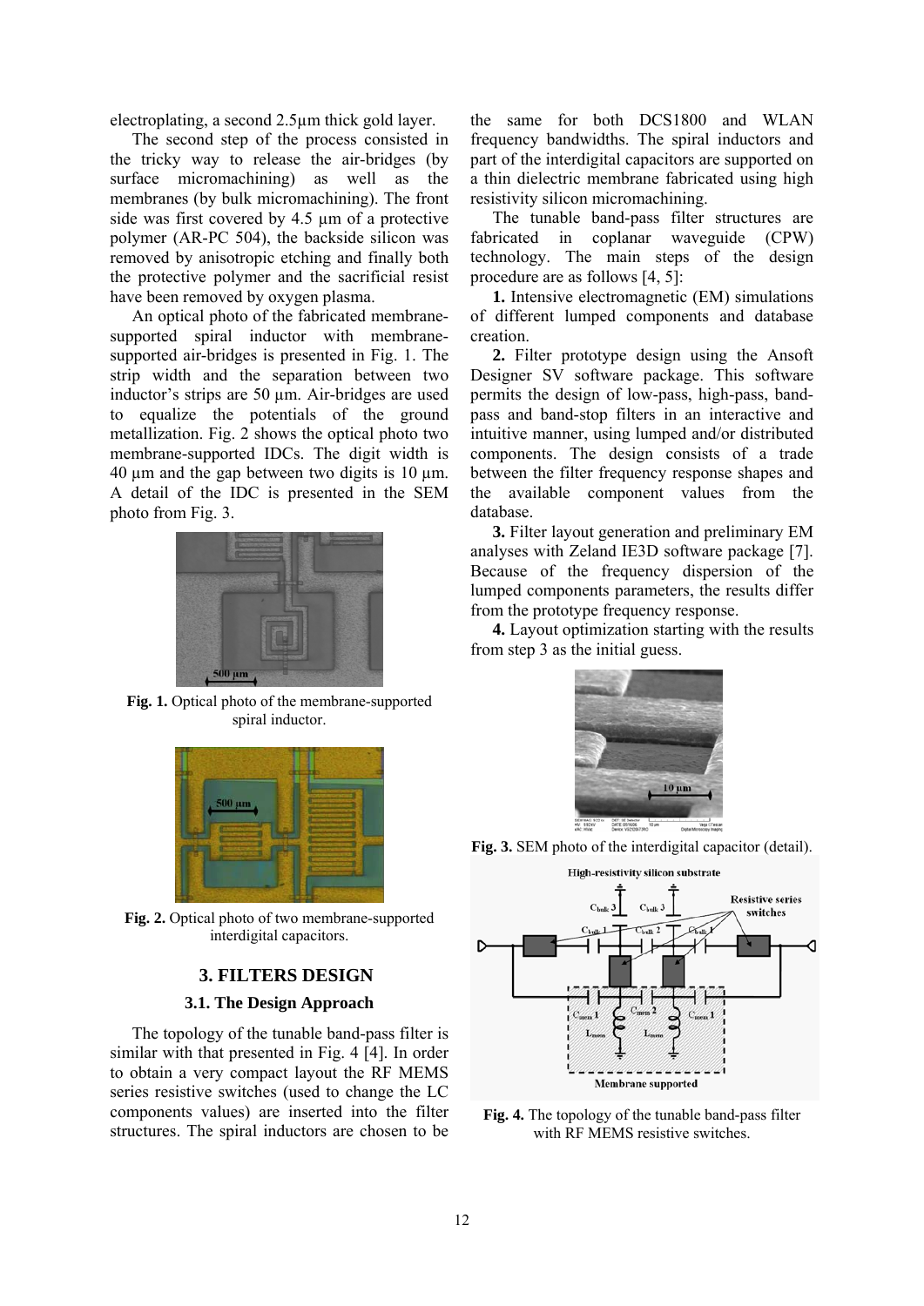electroplating, a second 2.5µm thick gold layer.

The second step of the process consisted in the tricky way to release the air-bridges (by surface micromachining) as well as the membranes (by bulk micromachining). The front side was first covered by 4.5 µm of a protective polymer (AR-PC 504), the backside silicon was removed by anisotropic etching and finally both the protective polymer and the sacrificial resist have been removed by oxygen plasma.

An optical photo of the fabricated membrane-supported spiral inductor with membrane-supported air-bridges is presented in Fig. 1. The strip width and the separation between two inductor's strips are 50 µm. Air-bridges are used to equalize the potentials of the ground metallization. Fig. 2 shows the optical photo two membrane-supported IDCs. The digit width is 40 µm and the gap between two digits is 10 µm. A detail of the IDC is presented in the SEM photo from Fig. 3.

**Fig. 1.** Optical photo of the membrane-supported spiral inductor.

**Fig. 2.** Optical photo of two membrane-supported interdigital capacitors.

## 3. FILTERS DESIGN

### 3.1. The Design Approach

The topology of the tunable band-pass filter is similar with that presented in Fig. 4 [4]. In order to obtain a very compact layout the RF MEMS series resistive switches (used to change the LC components values) are inserted into the filter structures. The spiral inductors are chosen to be the same for both DCS1800 and WLAN frequency bandwidths. The spiral inductors and part of the interdigital capacitors are supported on a thin dielectric membrane fabricated using high resistivity silicon micromachining.

The tunable band-pass filter structures are fabricated in coplanar waveguide (CPW) technology. The main steps of the design procedure are as follows [4, 5]:

**1.** Intensive electromagnetic (EM) simulations of different lumped components and database creation.

**2.** Filter prototype design using the Ansoft Designer SV software package. This software permits the design of low-pass, high-pass, band-pass and band-stop filters in an interactive and intuitive manner, using lumped and/or distributed components. The design consists of a trade between the filter frequency response shapes and the available component values from the database.

**3.** Filter layout generation and preliminary EM analyses with Zeland IE3D software package [7]. Because of the frequency dispersion of the lumped components parameters, the results differ from the prototype frequency response.

**4.** Layout optimization starting with the results from step 3 as the initial guess.

**Fig. 3.** SEM photo of the interdigital capacitor (detail).

**Fig. 4.** The topology of the tunable band-pass filter with RF MEMS resistive switches.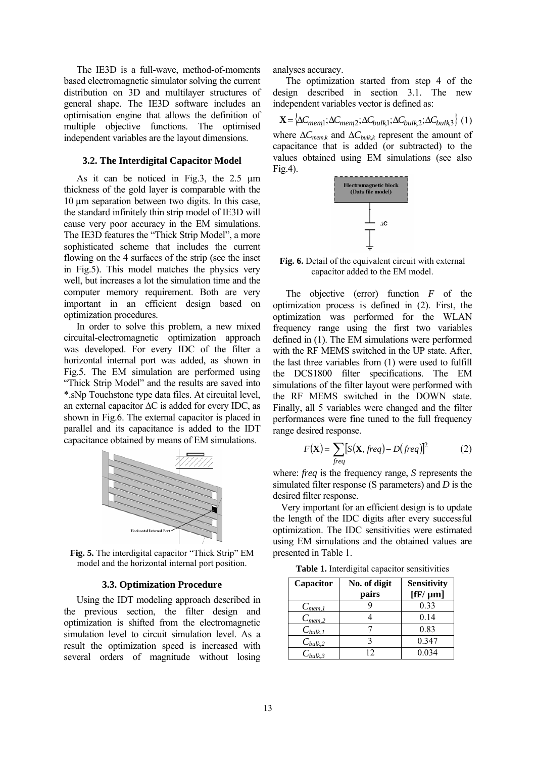The IE3D is a full-wave, method-of-moments based electromagnetic simulator solving the current distribution on 3D and multilayer structures of general shape. The IE3D software includes an optimisation engine that allows the definition of multiple objective functions. The optimised independent variables are the layout dimensions.

### 3.2. The Interdigital Capacitor Model

As it can be noticed in Fig.3, the 2.5 μm thickness of the gold layer is comparable with the 10 μm separation between two digits. In this case, the standard infinitely thin strip model of IE3D will cause very poor accuracy in the EM simulations. The IE3D features the "Thick Strip Model", a more sophisticated scheme that includes the current flowing on the 4 surfaces of the strip (see the inset in Fig.5). This model matches the physics very well, but increases a lot the simulation time and the computer memory requirement. Both are very important in an efficient design based on optimization procedures.

In order to solve this problem, a new mixed circuital-electromagnetic optimization approach was developed. For every IDC of the filter a horizontal internal port was added, as shown in Fig.5. The EM simulation are performed using "Thick Strip Model" and the results are saved into *.sNp Touchstone type data files. At circuital level, an external capacitor $\Delta C$ is added for every IDC, as shown in Fig.6. The external capacitor is placed in parallel and its capacitance is added to the IDT capacitance obtained by means of EM simulations.

**Fig. 5.** The interdigital capacitor "Thick Strip" EM model and the horizontal internal port position.

### 3.3. Optimization Procedure

Using the IDT modeling approach described in the previous section, the filter design and optimization is shifted from the electromagnetic simulation level to circuit simulation level. As a result the optimization speed is increased with several orders of magnitude without losing analyses accuracy.

The optimization started from step 4 of the design described in section 3.1. The new independent variables vector is defined as:

$$\mathbf{X} = \{\Delta C_{mem1}; \Delta C_{mem2}; \Delta C_{bulk1}; \Delta C_{bulk2}; \Delta C_{bulk3}\} \quad (1)$$

where $\Delta C_{mem,k}$ and $\Delta C_{bulk,k}$ represent the amount of capacitance that is added (or subtracted) to the values obtained using EM simulations (see also Fig.4).

**Fig. 6.** Detail of the equivalent circuit with external capacitor added to the EM model.

The objective (error) function $F$ of the optimization process is defined in (2). First, the optimization was performed for the WLAN frequency range using the first two variables defined in (1). The EM simulations were performed with the RF MEMS switched in the UP state. After, the last three variables from (1) were used to fulfill the DCS1800 filter specifications. The EM simulations of the filter layout were performed with the RF MEMS switched in the DOWN state. Finally, all 5 variables were changed and the filter performances were fine tuned to the full frequency range desired response.

$$F(\mathbf{X}) = \sum_{freq} \left[ S(\mathbf{X}, freq) - D(freq) \right]^2 \quad (2)$$

where: *freq* is the frequency range, *S* represents the simulated filter response (S parameters) and *D* is the desired filter response.

Very important for an efficient design is to update the length of the IDC digits after every successful optimization. The IDC sensitivities were estimated using EM simulations and the obtained values are presented in Table 1.

**Table 1.** Interdigital capacitor sensitivities

| Capacitor | No. of digit pairs | Sensitivity [fF/ μm] |
|---|---|---|
| $C_{mem,1}$ | 9 | 0.33 |
| $C_{mem,2}$ | 4 | 0.14 |
| $C_{bulk,1}$ | 7 | 0.83 |
| $C_{bulk,2}$ | 3 | 0.347 |
| $C_{bulk,3}$ | 12 | 0.034 |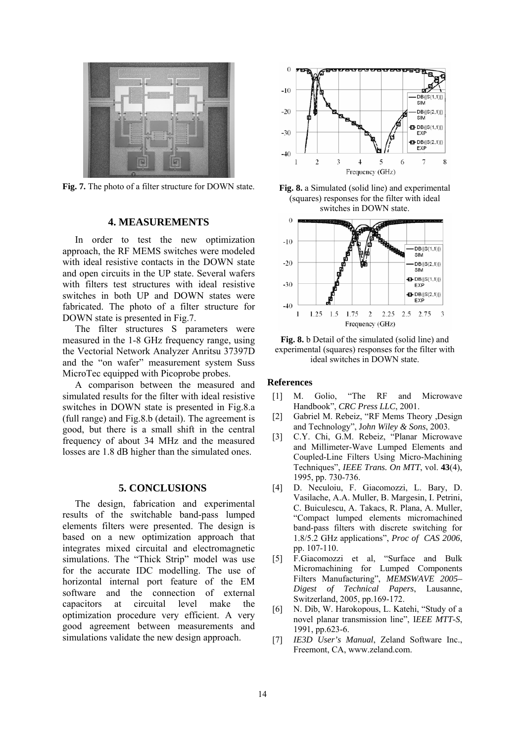Fig. 7. The photo of a filter structure for DOWN state.

0
-10
-20
-30
-40
1 2 3 4 5 6 7 8
Frequency (GHz)
DB(|S(1,1)|) SIM
DB(|S(2,1)|) SIM
DB(|S(1,1)|) EXP
DB(|S(2,1)|) EXP

**Fig. 8.** a Simulated (solid line) and experimental (squares) responses for the filter with ideal switches in DOWN state.

0
-10
-20
-30
-40
1 1.25 1.5 1.75 2 2.25 2.5 2.75 3
Frequency (GHz)
DB(|S(1,1)|) SIM
DB(|S(2,1)|) SIM
DB(|S(1,1)|) EXP
DB(|S(2,1)|) EXP

**Fig. 8.** b Detail of the simulated (solid line) and experimental (squares) responses for the filter with ideal switches in DOWN state.

## 4. MEASUREMENTS

In order to test the new optimization approach, the RF MEMS switches were modeled with ideal resistive contacts in the DOWN state and open circuits in the UP state. Several wafers with filters test structures with ideal resistive switches in both UP and DOWN states were fabricated. The photo of a filter structure for DOWN state is presented in Fig.7.

The filter structures S parameters were measured in the 1-8 GHz frequency range, using the Vectorial Network Analyzer Anritsu 37397D and the "on wafer" measurement system Suss MicroTec equipped with Picoprobe probes.

A comparison between the measured and simulated results for the filter with ideal resistive switches in DOWN state is presented in Fig.8.a (full range) and Fig.8.b (detail). The agreement is good, but there is a small shift in the central frequency of about 34 MHz and the measured losses are 1.8 dB higher than the simulated ones.

## 5. CONCLUSIONS

The design, fabrication and experimental results of the switchable band-pass lumped elements filters were presented. The design is based on a new optimization approach that integrates mixed circuital and electromagnetic simulations. The "Thick Strip" model was use for the accurate IDC modelling. The use of horizontal internal port feature of the EM software and the connection of external capacitors at circuital level make the optimization procedure very efficient. A very good agreement between measurements and simulations validate the new design approach.

## References

[1] M. Golio, "The RF and Microwave Handbook", *CRC Press LLC*, 2001.

[2] Gabriel M. Rebeiz, "RF Mems Theory ,Design and Technology", J*ohn Wiley & Sons*, 2003.

[3] C.Y. Chi, G.M. Rebeiz, "Planar Microwave and Millimeter-Wave Lumped Elements and Coupled-Line Filters Using Micro-Machining Techniques", *IEEE Trans. On MTT*, vol. **43**(4), 1995, pp. 730-736.

[4] D. Neculoiu, F. Giacomozzi, L. Bary, D. Vasilache, A.A. Muller, B. Margesin, I. Petrini, C. Buiculescu, A. Takacs, R. Plana, A. Muller, "Compact lumped elements micromachined band-pass filters with discrete switching for 1.8/5.2 GHz applications", *Proc of CAS 2006*, pp. 107-110.

[5] F.Giacomozzi et al, "Surface and Bulk Micromachining for Lumped Components Filters Manufacturing", *MEMSWAVE 2005– Digest of Technical Papers*, Lausanne, Switzerland, 2005, pp.169-172.

[6] N. Dib, W. Harokopous, L. Katehi, "Study of a novel planar transmission line", I*EEE MTT-S*, 1991, pp.623-6.

[7] *IE3D User's Manual*, Zeland Software Inc., Freemont, CA, www.zeland.com.